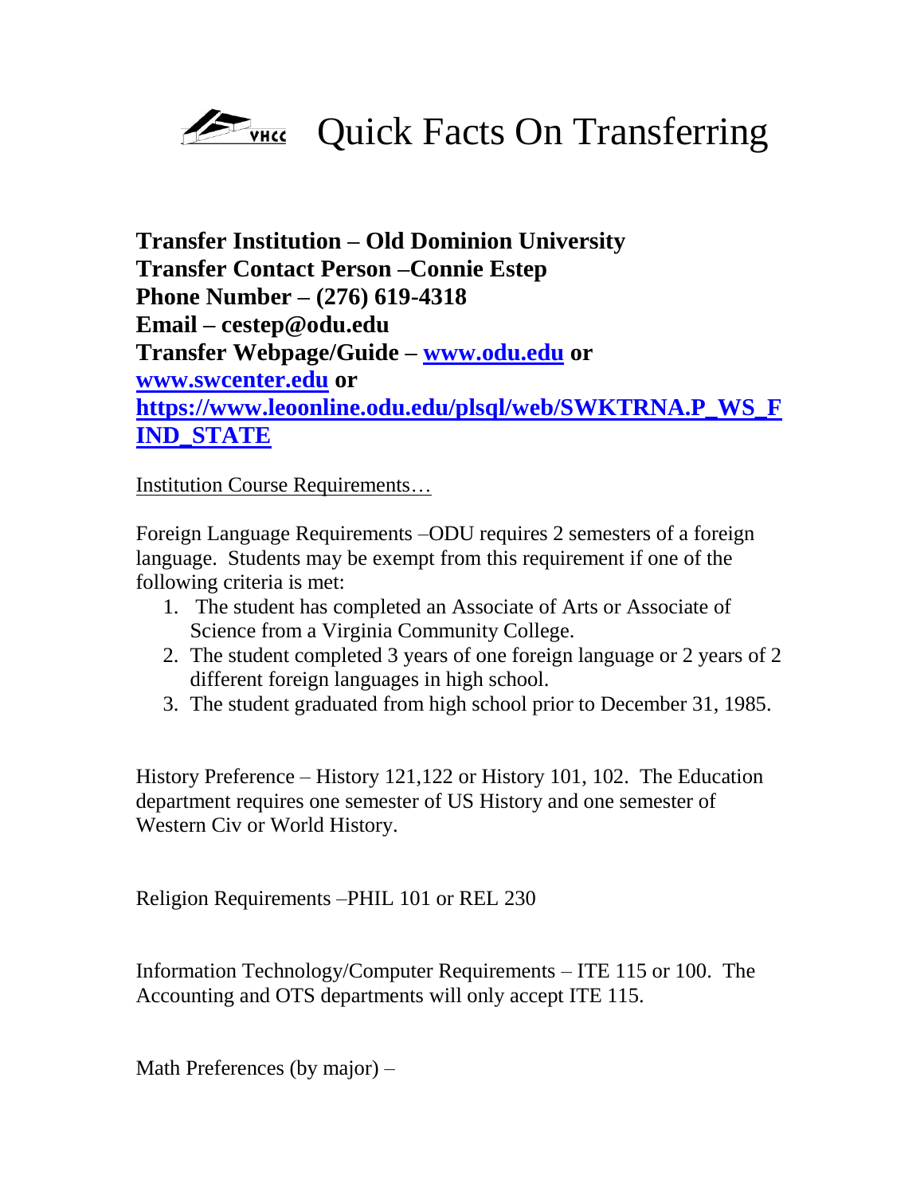# VHCC Quick Facts On Transferring

**Transfer Institution – Old Dominion University**
**Transfer Contact Person –Connie Estep**
**Phone Number – (276) 619-4318**
**Email – cestep@odu.edu**
**Transfer Webpage/Guide – [www.odu.edu](www.odu.edu) or [www.swcenter.edu](www.swcenter.edu) or [https://www.leoonline.odu.edu/plsql/web/SWKTRNA.P_WS_FIND_STATE](https://www.leoonline.odu.edu/plsql/web/SWKTRNA.P_WS_FIND_STATE)**

Institution Course Requirements…

Foreign Language Requirements –ODU requires 2 semesters of a foreign language. Students may be exempt from this requirement if one of the following criteria is met:

1. The student has completed an Associate of Arts or Associate of Science from a Virginia Community College.
2. The student completed 3 years of one foreign language or 2 years of 2 different foreign languages in high school.
3. The student graduated from high school prior to December 31, 1985.

History Preference – History 121,122 or History 101, 102. The Education department requires one semester of US History and one semester of Western Civ or World History.

Religion Requirements –PHIL 101 or REL 230

Information Technology/Computer Requirements – ITE 115 or 100. The Accounting and OTS departments will only accept ITE 115.

Math Preferences (by major) –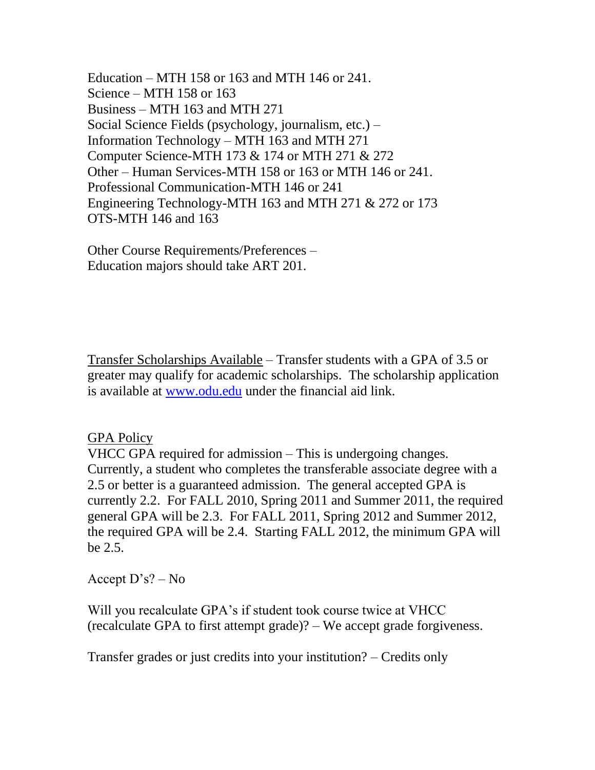Education – MTH 158 or 163 and MTH 146 or 241.
Science – MTH 158 or 163
Business – MTH 163 and MTH 271
Social Science Fields (psychology, journalism, etc.) –
Information Technology – MTH 163 and MTH 271
Computer Science-MTH 173 & 174 or MTH 271 & 272
Other – Human Services-MTH 158 or 163 or MTH 146 or 241.
Professional Communication-MTH 146 or 241
Engineering Technology-MTH 163 and MTH 271 & 272 or 173
OTS-MTH 146 and 163

Other Course Requirements/Preferences –
Education majors should take ART 201.

Transfer Scholarships Available – Transfer students with a GPA of 3.5 or greater may qualify for academic scholarships. The scholarship application is available at [www.odu.edu](http://www.odu.edu) under the financial aid link.

GPA Policy
VHCC GPA required for admission – This is undergoing changes. Currently, a student who completes the transferable associate degree with a 2.5 or better is a guaranteed admission. The general accepted GPA is currently 2.2. For FALL 2010, Spring 2011 and Summer 2011, the required general GPA will be 2.3. For FALL 2011, Spring 2012 and Summer 2012, the required GPA will be 2.4. Starting FALL 2012, the minimum GPA will be 2.5.

Accept D's? – No

Will you recalculate GPA's if student took course twice at VHCC (recalculate GPA to first attempt grade)? – We accept grade forgiveness.

Transfer grades or just credits into your institution? – Credits only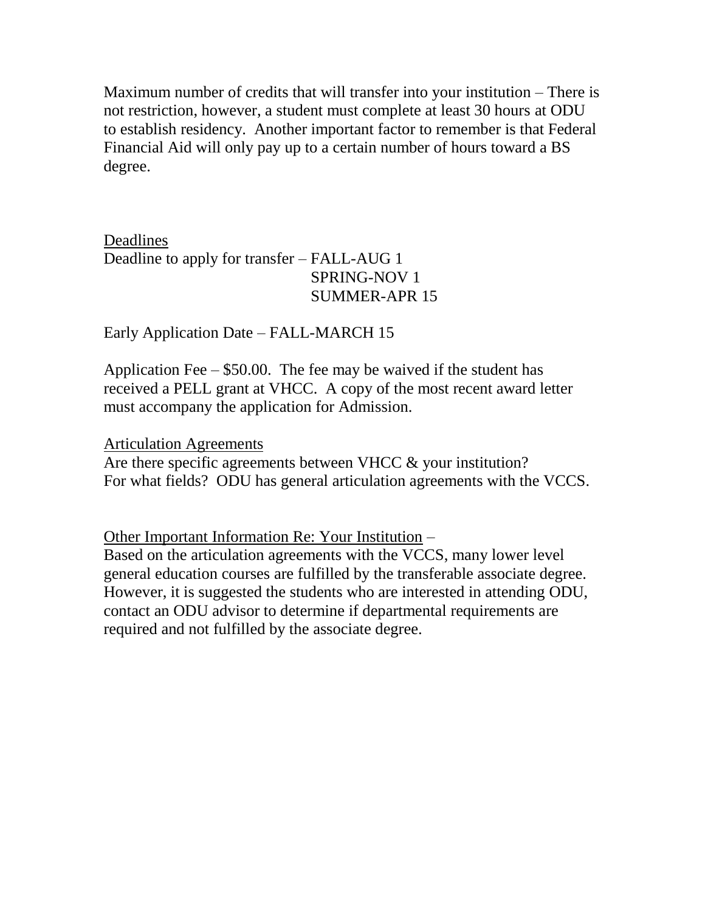Maximum number of credits that will transfer into your institution – There is not restriction, however, a student must complete at least 30 hours at ODU to establish residency. Another important factor to remember is that Federal Financial Aid will only pay up to a certain number of hours toward a BS degree.

<u>Deadlines</u>

Deadline to apply for transfer – FALL-AUG 1
SPRING-NOV 1
SUMMER-APR 15

Early Application Date – FALL-MARCH 15

Application Fee – $50.00. The fee may be waived if the student has received a PELL grant at VHCC. A copy of the most recent award letter must accompany the application for Admission.

<u>Articulation Agreements</u>

Are there specific agreements between VHCC & your institution?
For what fields? ODU has general articulation agreements with the VCCS.

<u>Other Important Information Re: Your Institution</u> –

Based on the articulation agreements with the VCCS, many lower level general education courses are fulfilled by the transferable associate degree. However, it is suggested the students who are interested in attending ODU, contact an ODU advisor to determine if departmental requirements are required and not fulfilled by the associate degree.